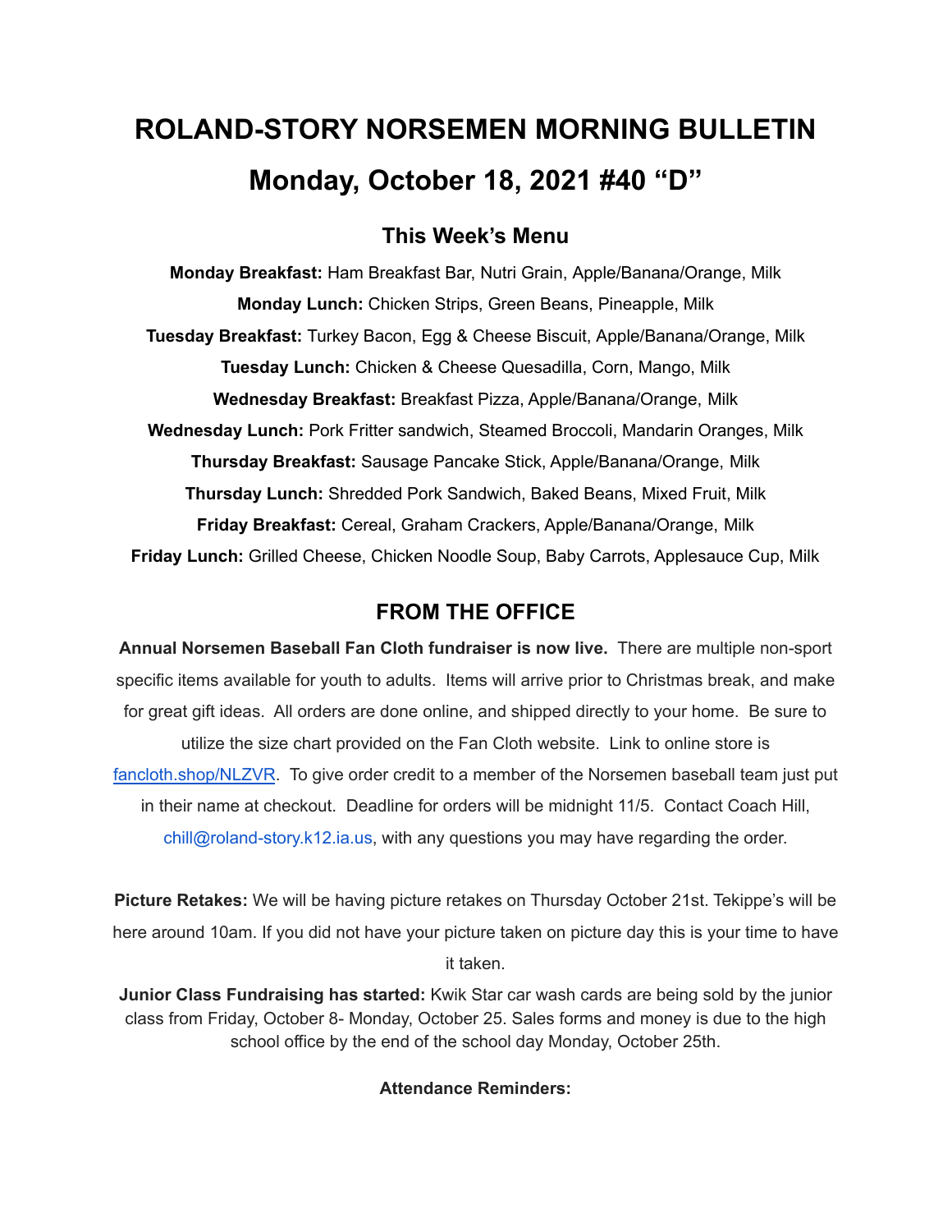# ROLAND-STORY NORSEMEN MORNING BULLETIN

# Monday, October 18, 2021 #40 “D”

## This Week’s Menu

**Monday Breakfast:** Ham Breakfast Bar, Nutri Grain, Apple/Banana/Orange, Milk

**Monday Lunch:** Chicken Strips, Green Beans, Pineapple, Milk

**Tuesday Breakfast:** Turkey Bacon, Egg & Cheese Biscuit, Apple/Banana/Orange, Milk

**Tuesday Lunch:** Chicken & Cheese Quesadilla, Corn, Mango, Milk

**Wednesday Breakfast:** Breakfast Pizza, Apple/Banana/Orange, Milk

**Wednesday Lunch:** Pork Fritter sandwich, Steamed Broccoli, Mandarin Oranges, Milk

**Thursday Breakfast:** Sausage Pancake Stick, Apple/Banana/Orange, Milk

**Thursday Lunch:** Shredded Pork Sandwich, Baked Beans, Mixed Fruit, Milk

**Friday Breakfast:** Cereal, Graham Crackers, Apple/Banana/Orange, Milk

**Friday Lunch:** Grilled Cheese, Chicken Noodle Soup, Baby Carrots, Applesauce Cup, Milk

## FROM THE OFFICE

**Annual Norsemen Baseball Fan Cloth fundraiser is now live.** There are multiple non-sport specific items available for youth to adults. Items will arrive prior to Christmas break, and make for great gift ideas. All orders are done online, and shipped directly to your home. Be sure to utilize the size chart provided on the Fan Cloth website. Link to online store is fancloth.shop/NLZVR. To give order credit to a member of the Norsemen baseball team just put in their name at checkout. Deadline for orders will be midnight 11/5. Contact Coach Hill, chill@roland-story.k12.ia.us, with any questions you may have regarding the order.

**Picture Retakes:** We will be having picture retakes on Thursday October 21st. Tekippe’s will be here around 10am. If you did not have your picture taken on picture day this is your time to have it taken.

**Junior Class Fundraising has started:** Kwik Star car wash cards are being sold by the junior class from Friday, October 8- Monday, October 25. Sales forms and money is due to the high school office by the end of the school day Monday, October 25th.

**Attendance Reminders:**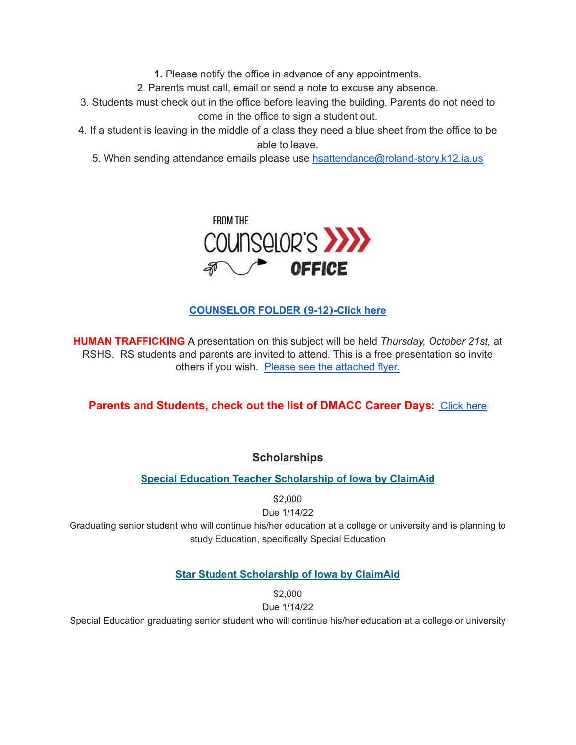**1.** Please notify the office in advance of any appointments.
2. Parents must call, email or send a note to excuse any absence.
3. Students must check out in the office before leaving the building. Parents do not need to come in the office to sign a student out.
4. If a student is leaving in the middle of a class they need a blue sheet from the office to be able to leave.
5. When sending attendance emails please use hsattendance@roland-story.k12.ia.us

FROM THE COUNSELOR'S OFFICE

**COUNSELOR FOLDER (9-12)-Click here**

**HUMAN TRAFFICKING** A presentation on this subject will be held *Thursday, October 21st,* at RSHS. RS students and parents are invited to attend. This is a free presentation so invite others if you wish. Please see the attached flyer.

**Parents and Students, check out the list of DMACC Career Days:** Click here

### Scholarships

**Special Education Teacher Scholarship of Iowa by ClaimAid**

$2,000
Due 1/14/22
Graduating senior student who will continue his/her education at a college or university and is planning to study Education, specifically Special Education

**Star Student Scholarship of Iowa by ClaimAid**

$2,000
Due 1/14/22
Special Education graduating senior student who will continue his/her education at a college or university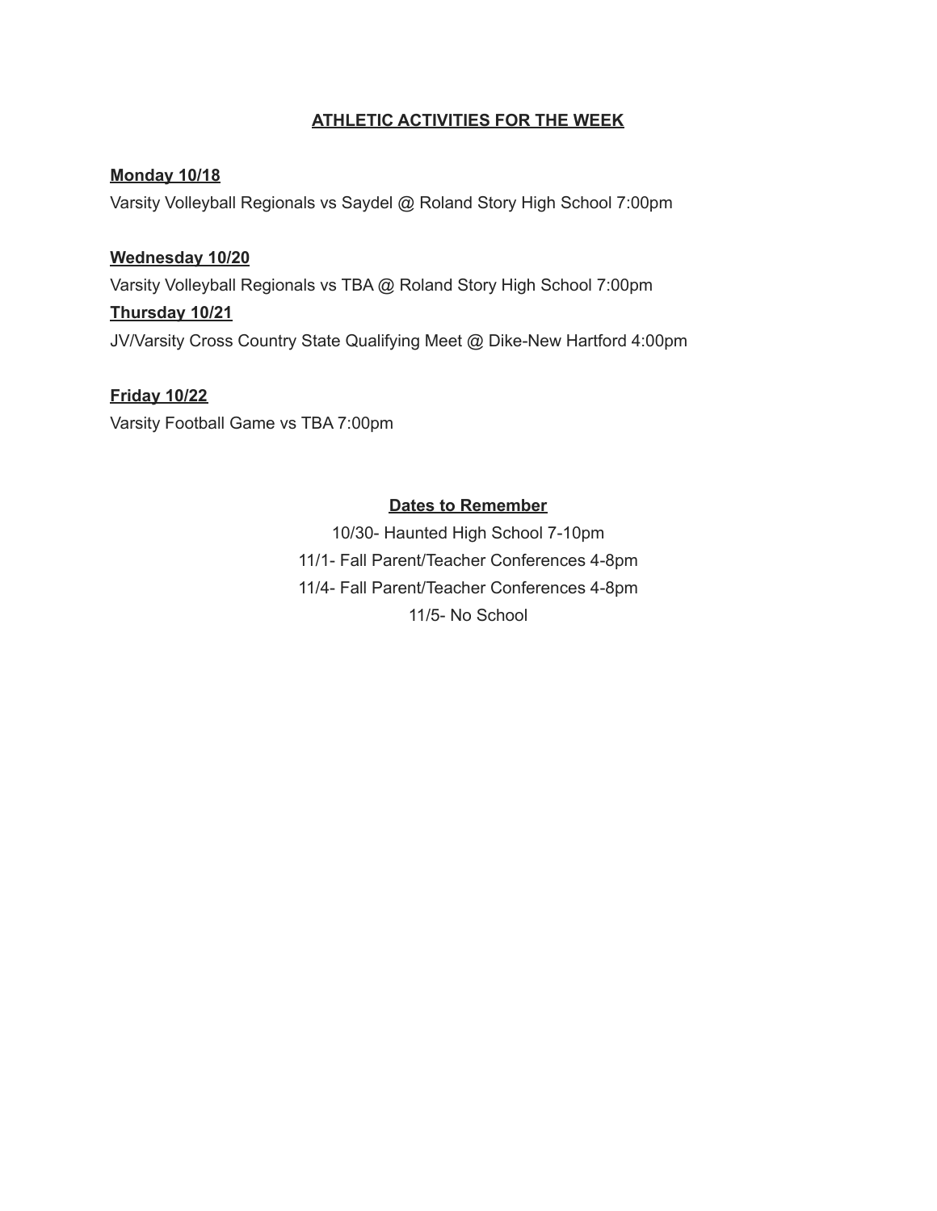## ATHLETIC ACTIVITIES FOR THE WEEK

**Monday 10/18**

Varsity Volleyball Regionals vs Saydel @ Roland Story High School 7:00pm

**Wednesday 10/20**

Varsity Volleyball Regionals vs TBA @ Roland Story High School 7:00pm

**Thursday 10/21**

JV/Varsity Cross Country State Qualifying Meet @ Dike-New Hartford 4:00pm

**Friday 10/22**

Varsity Football Game vs TBA 7:00pm

### Dates to Remember

10/30- Haunted High School 7-10pm

11/1- Fall Parent/Teacher Conferences 4-8pm

11/4- Fall Parent/Teacher Conferences 4-8pm

11/5- No School